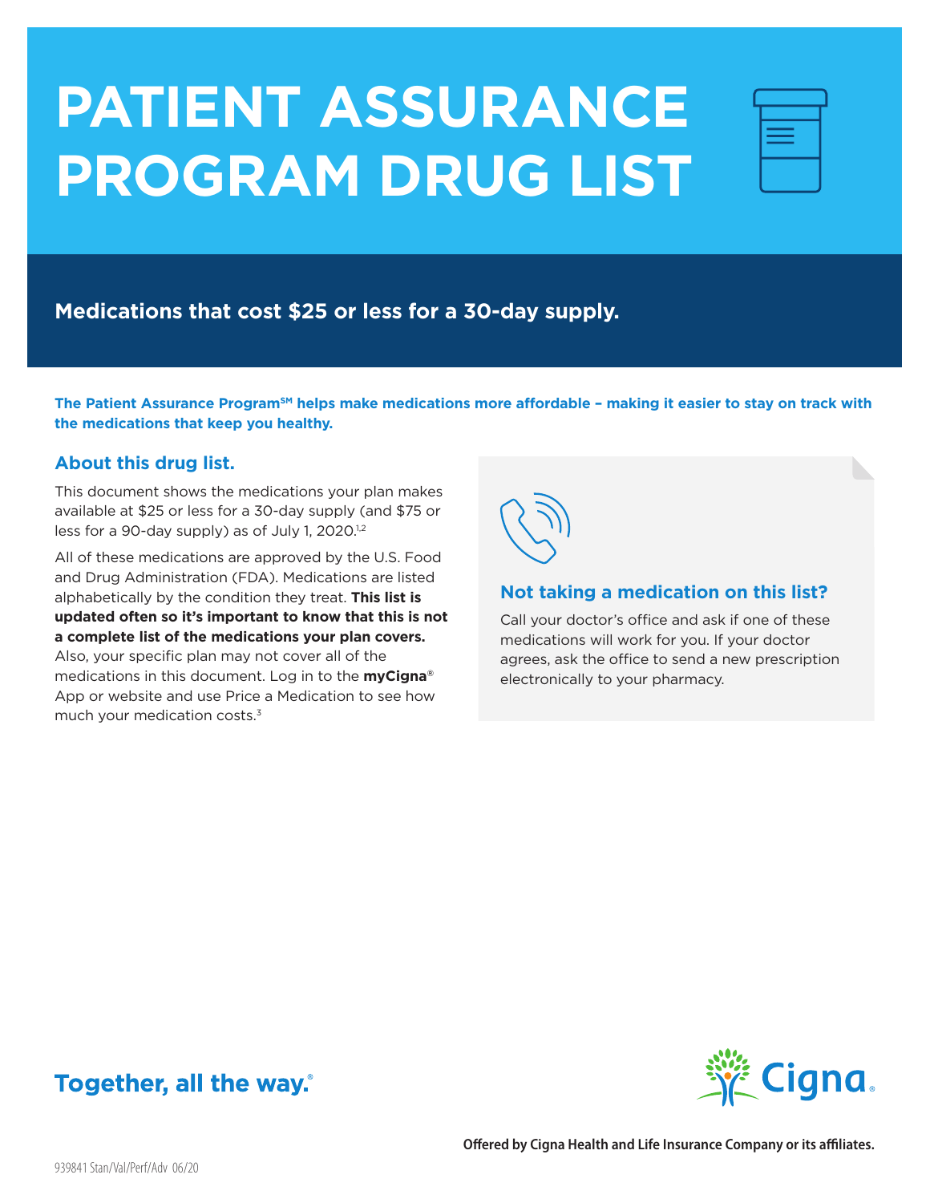# PATIENT ASSURANCE PROGRAM DRUG LIST

**Medications that cost $25 or less for a 30-day supply.**

**The Patient Assurance Program[SM] helps make medications more affordable – making it easier to stay on track with the medications that keep you healthy.**

## About this drug list.

This document shows the medications your plan makes available at $25 or less for a 30-day supply (and $75 or less for a 90-day supply) as of July 1, 2020.[1,2]

All of these medications are approved by the U.S. Food and Drug Administration (FDA). Medications are listed alphabetically by the condition they treat. **This list is updated often so it's important to know that this is not a complete list of the medications your plan covers.** Also, your specific plan may not cover all of the medications in this document. Log in to the **myCigna®** App or website and use Price a Medication to see how much your medication costs.[3]

### Not taking a medication on this list?

Call your doctor's office and ask if one of these medications will work for you. If your doctor agrees, ask the office to send a new prescription electronically to your pharmacy.

Together, all the way.®

Cigna.

Offered by Cigna Health and Life Insurance Company or its affiliates.

939841 Stan/Val/Perf/Adv 06/20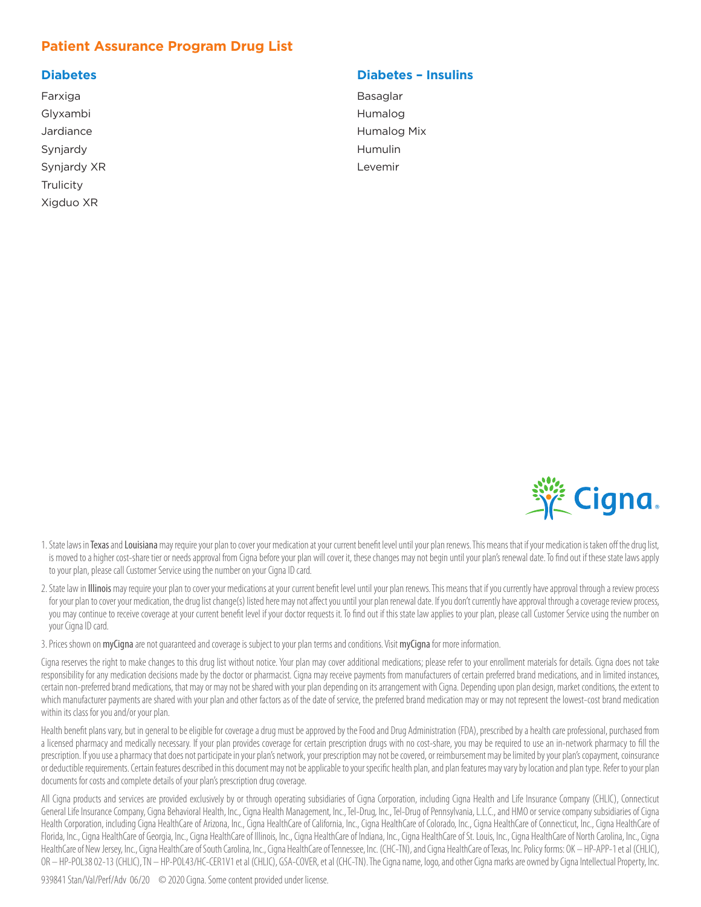## Patient Assurance Program Drug List

### Diabetes

Farxiga
Glyxambi
Jardiance
Synjardy
Synjardy XR
Trulicity
Xigduo XR

### Diabetes – Insulins

Basaglar
Humalog
Humalog Mix
Humulin
Levemir

1. State laws in **Texas** and **Louisiana** may require your plan to cover your medication at your current benefit level until your plan renews. This means that if your medication is taken off the drug list, is moved to a higher cost-share tier or needs approval from Cigna before your plan will cover it, these changes may not begin until your plan's renewal date. To find out if these state laws apply to your plan, please call Customer Service using the number on your Cigna ID card.

2. State law in **Illinois** may require your plan to cover your medications at your current benefit level until your plan renews. This means that if you currently have approval through a review process for your plan to cover your medication, the drug list change(s) listed here may not affect you until your plan renewal date. If you don't currently have approval through a coverage review process, you may continue to receive coverage at your current benefit level if your doctor requests it. To find out if this state law applies to your plan, please call Customer Service using the number on your Cigna ID card.

3. Prices shown on **myCigna** are not guaranteed and coverage is subject to your plan terms and conditions. Visit **myCigna** for more information.

Cigna reserves the right to make changes to this drug list without notice. Your plan may cover additional medications; please refer to your enrollment materials for details. Cigna does not take responsibility for any medication decisions made by the doctor or pharmacist. Cigna may receive payments from manufacturers of certain preferred brand medications, and in limited instances, certain non-preferred brand medications, that may or may not be shared with your plan depending on its arrangement with Cigna. Depending upon plan design, market conditions, the extent to which manufacturer payments are shared with your plan and other factors as of the date of service, the preferred brand medication may or may not represent the lowest-cost brand medication within its class for you and/or your plan.

Health benefit plans vary, but in general to be eligible for coverage a drug must be approved by the Food and Drug Administration (FDA), prescribed by a health care professional, purchased from a licensed pharmacy and medically necessary. If your plan provides coverage for certain prescription drugs with no cost-share, you may be required to use an in-network pharmacy to fill the prescription. If you use a pharmacy that does not participate in your plan's network, your prescription may not be covered, or reimbursement may be limited by your plan's copayment, coinsurance or deductible requirements. Certain features described in this document may not be applicable to your specific health plan, and plan features may vary by location and plan type. Refer to your plan documents for costs and complete details of your plan's prescription drug coverage.

All Cigna products and services are provided exclusively by or through operating subsidiaries of Cigna Corporation, including Cigna Health and Life Insurance Company (CHLIC), Connecticut General Life Insurance Company, Cigna Behavioral Health, Inc., Cigna Health Management, Inc., Tel-Drug, Inc., Tel-Drug of Pennsylvania, L.L.C., and HMO or service company subsidiaries of Cigna Health Corporation, including Cigna HealthCare of Arizona, Inc., Cigna HealthCare of California, Inc., Cigna HealthCare of Colorado, Inc., Cigna HealthCare of Connecticut, Inc., Cigna HealthCare of Florida, Inc., Cigna HealthCare of Georgia, Inc., Cigna HealthCare of Illinois, Inc., Cigna HealthCare of Indiana, Inc., Cigna HealthCare of St. Louis, Inc., Cigna HealthCare of North Carolina, Inc., Cigna HealthCare of New Jersey, Inc., Cigna HealthCare of South Carolina, Inc., Cigna HealthCare of Tennessee, Inc. (CHC-TN), and Cigna HealthCare of Texas, Inc. Policy forms: OK – HP-APP-1 et al (CHLIC), OR – HP-POL38 02-13 (CHLIC), TN – HP-POL43/HC-CER1V1 et al (CHLIC), GSA-COVER, et al (CHC-TN). The Cigna name, logo, and other Cigna marks are owned by Cigna Intellectual Property, Inc.

939841 Stan/Val/Perf/Adv 06/20 © 2020 Cigna. Some content provided under license.